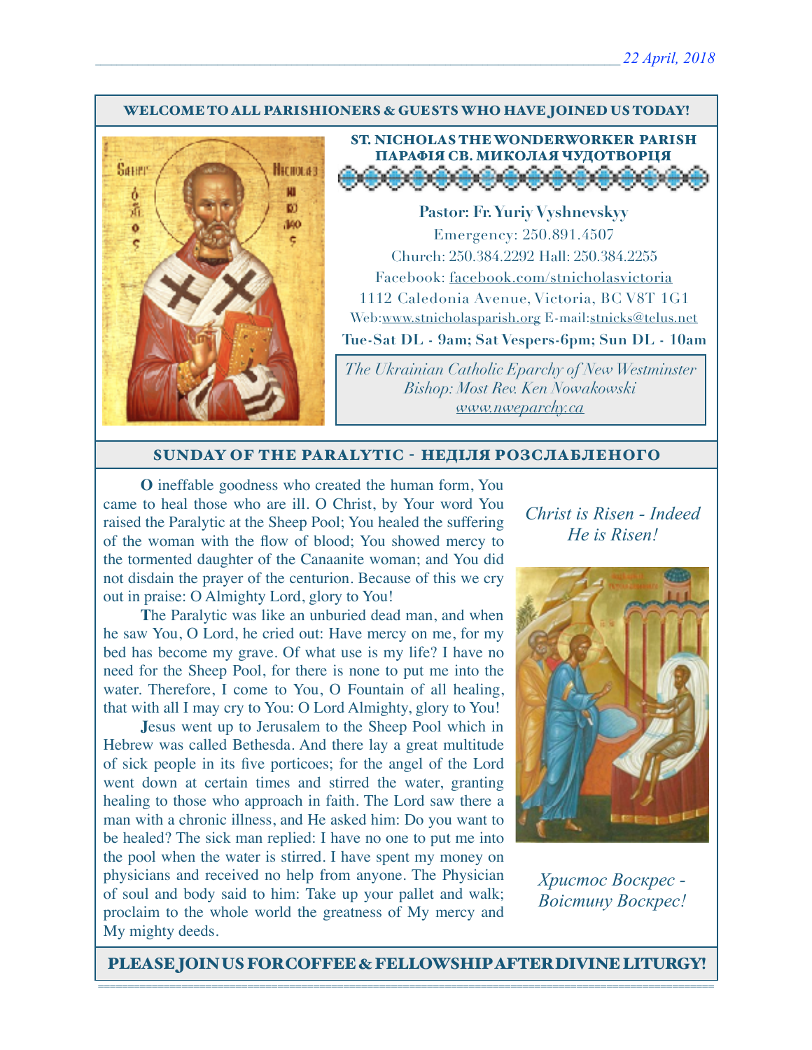22 April, 2018

**WELCOME TO ALL PARISHIONERS & GUESTS WHO HAVE JOINED US TODAY!**

## ST. NICHOLAS THE WONDERWORKER PARISH
## ПАРАФІЯ СВ. МИКОЛАЯ ЧУДОТВОРЦЯ

**Pastor: Fr. Yuriy Vyshnevskyy**

Emergency: 250.891.4507

Church: 250.384.2292 Hall: 250.384.2255

Facebook: facebook.com/stnicholasvictoria

1112 Caledonia Avenue, Victoria, BC V8T 1G1

Web:www.stnicholasparish.org E-mail:stnicks@telus.net

**Tue-Sat DL - 9am; Sat Vespers-6pm; Sun DL - 10am**

*The Ukrainian Catholic Eparchy of New Westminster*
*Bishop: Most Rev. Ken Nowakowski*
*www.nweparchy.ca*

## SUNDAY OF THE PARALYTIC - НЕДІЛЯ РОЗСЛАБЛЕНОГО

**O** ineffable goodness who created the human form, You came to heal those who are ill. O Christ, by Your word You raised the Paralytic at the Sheep Pool; You healed the suffering of the woman with the flow of blood; You showed mercy to the tormented daughter of the Canaanite woman; and You did not disdain the prayer of the centurion. Because of this we cry out in praise: O Almighty Lord, glory to You!

**T**he Paralytic was like an unburied dead man, and when he saw You, O Lord, he cried out: Have mercy on me, for my bed has become my grave. Of what use is my life? I have no need for the Sheep Pool, for there is none to put me into the water. Therefore, I come to You, O Fountain of all healing, that with all I may cry to You: O Lord Almighty, glory to You!

**J**esus went up to Jerusalem to the Sheep Pool which in Hebrew was called Bethesda. And there lay a great multitude of sick people in its five porticoes; for the angel of the Lord went down at certain times and stirred the water, granting healing to those who approach in faith. The Lord saw there a man with a chronic illness, and He asked him: Do you want to be healed? The sick man replied: I have no one to put me into the pool when the water is stirred. I have spent my money on physicians and received no help from anyone. The Physician of soul and body said to him: Take up your pallet and walk; proclaim to the whole world the greatness of My mercy and My mighty deeds.

*Christ is Risen - Indeed He is Risen!*

*Христос Воскрес - Воістину Воскрес!*

**PLEASE JOIN US FOR COFFEE & FELLOWSHIP AFTER DIVINE LITURGY!**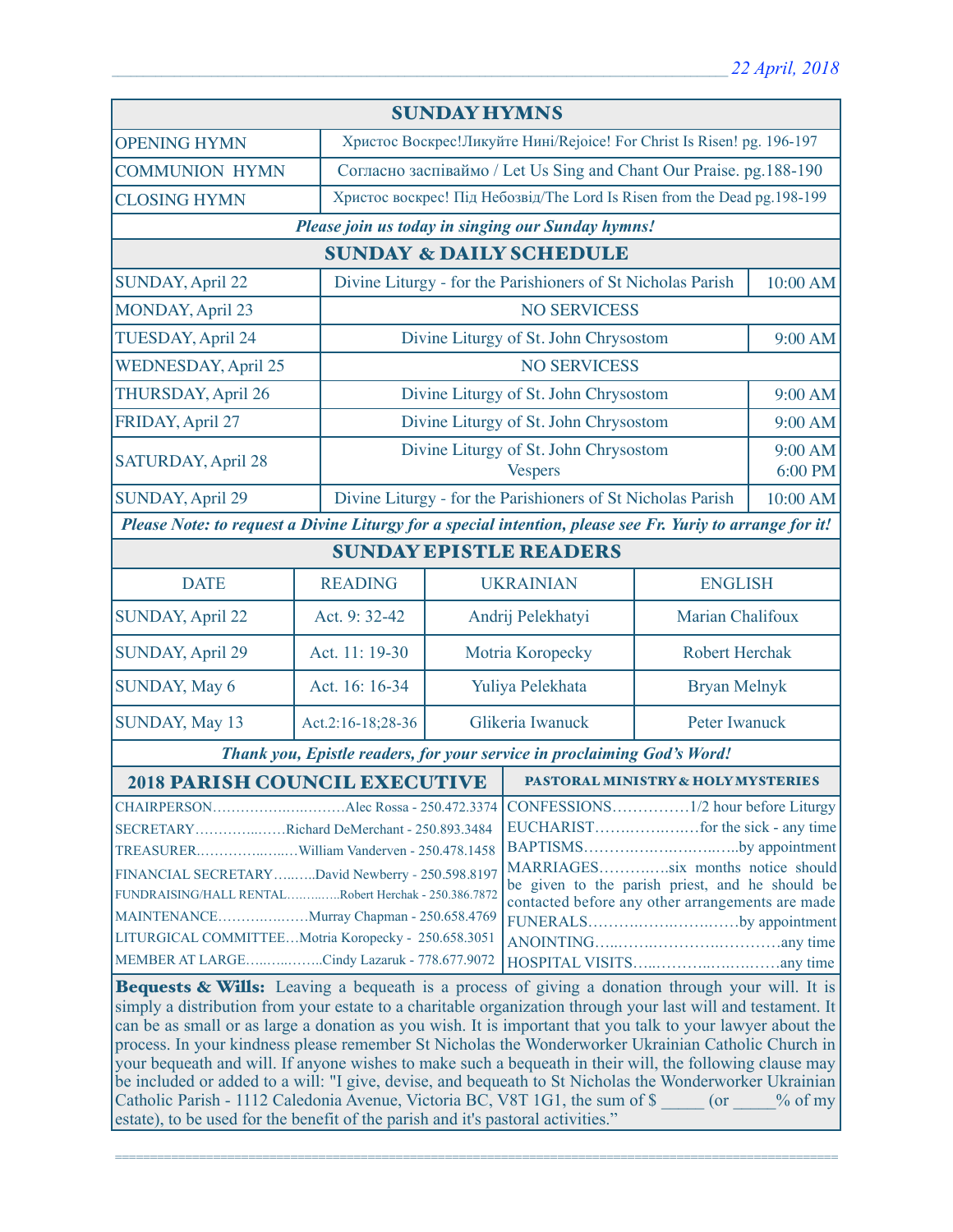_22 April, 2018_

## SUNDAY HYMNS

| | |
|---|---|
| OPENING HYMN | Христос Воскрес!Ликуйте Нині/Rejoice! For Christ Is Risen! pg. 196-197 |
| COMMUNION HYMN | Согласно заспіваймо / Let Us Sing and Chant Our Praise. pg.188-190 |
| CLOSING HYMN | Христос воскрес! Під Небозвід/The Lord Is Risen from the Dead pg.198-199 |

***Please join us today in singing our Sunday hymns!***

## SUNDAY & DAILY SCHEDULE

| | | |
|---|---|---|
| SUNDAY, April 22 | Divine Liturgy - for the Parishioners of St Nicholas Parish | 10:00 AM |
| MONDAY, April 23 | NO SERVICESS | |
| TUESDAY, April 24 | Divine Liturgy of St. John Chrysostom | 9:00 AM |
| WEDNESDAY, April 25 | NO SERVICESS | |
| THURSDAY, April 26 | Divine Liturgy of St. John Chrysostom | 9:00 AM |
| FRIDAY, April 27 | Divine Liturgy of St. John Chrysostom | 9:00 AM |
| SATURDAY, April 28 | Divine Liturgy of St. John Chrysostom<br>Vespers | 9:00 AM<br>6:00 PM |
| SUNDAY, April 29 | Divine Liturgy - for the Parishioners of St Nicholas Parish | 10:00 AM |

***Please Note: to request a Divine Liturgy for a special intention, please see Fr. Yuriy to arrange for it!***

## SUNDAY EPISTLE READERS

| DATE | READING | UKRAINIAN | ENGLISH |
|---|---|---|---|
| SUNDAY, April 22 | Act. 9: 32-42 | Andrij Pelekhatyi | Marian Chalifoux |
| SUNDAY, April 29 | Act. 11: 19-30 | Motria Koropecky | Robert Herchak |
| SUNDAY, May 6 | Act. 16: 16-34 | Yuliya Pelekhata | Bryan Melnyk |
| SUNDAY, May 13 | Act.2:16-18;28-36 | Glikeria Iwanuck | Peter Iwanuck |

***Thank you, Epistle readers, for your service in proclaiming God's Word!***

## 2018 PARISH COUNCIL EXECUTIVE

- CHAIRPERSON……………………….Alec Rossa - 250.472.3374
- SECRETARY……………Richard DeMerchant - 250.893.3484
- TREASURER……………….William Vanderven - 250.478.1458
- FINANCIAL SECRETARY……..David Newberry - 250.598.8197
- FUNDRAISING/HALL RENTAL…………Robert Herchak - 250.386.7872
- MAINTENANCE………………Murray Chapman - 250.658.4769
- LITURGICAL COMMITTEE…Motria Koropecky - 250.658.3051
- MEMBER AT LARGE……………Cindy Lazaruk - 778.677.9072

## PASTORAL MINISTRY & HOLY MYSTERIES

- CONFESSIONS……………1/2 hour before Liturgy
- EUCHARIST………………for the sick - any time
- BAPTISMS……………………………by appointment
- MARRIAGES…………six months notice should be given to the parish priest, and he should be contacted before any other arrangements are made
- FUNERALS……………………………by appointment
- ANOINTING……………………………any time
- HOSPITAL VISITS……………………………any time

**Bequests & Wills:** Leaving a bequeath is a process of giving a donation through your will. It is simply a distribution from your estate to a charitable organization through your last will and testament. It can be as small or as large a donation as you wish. It is important that you talk to your lawyer about the process. In your kindness please remember St Nicholas the Wonderworker Ukrainian Catholic Church in your bequeath and will. If anyone wishes to make such a bequeath in their will, the following clause may be included or added to a will: "I give, devise, and bequeath to St Nicholas the Wonderworker Ukrainian Catholic Parish - 1112 Caledonia Avenue, Victoria BC, V8T 1G1, the sum of $ _____ (or _____% of my estate), to be used for the benefit of the parish and it's pastoral activities."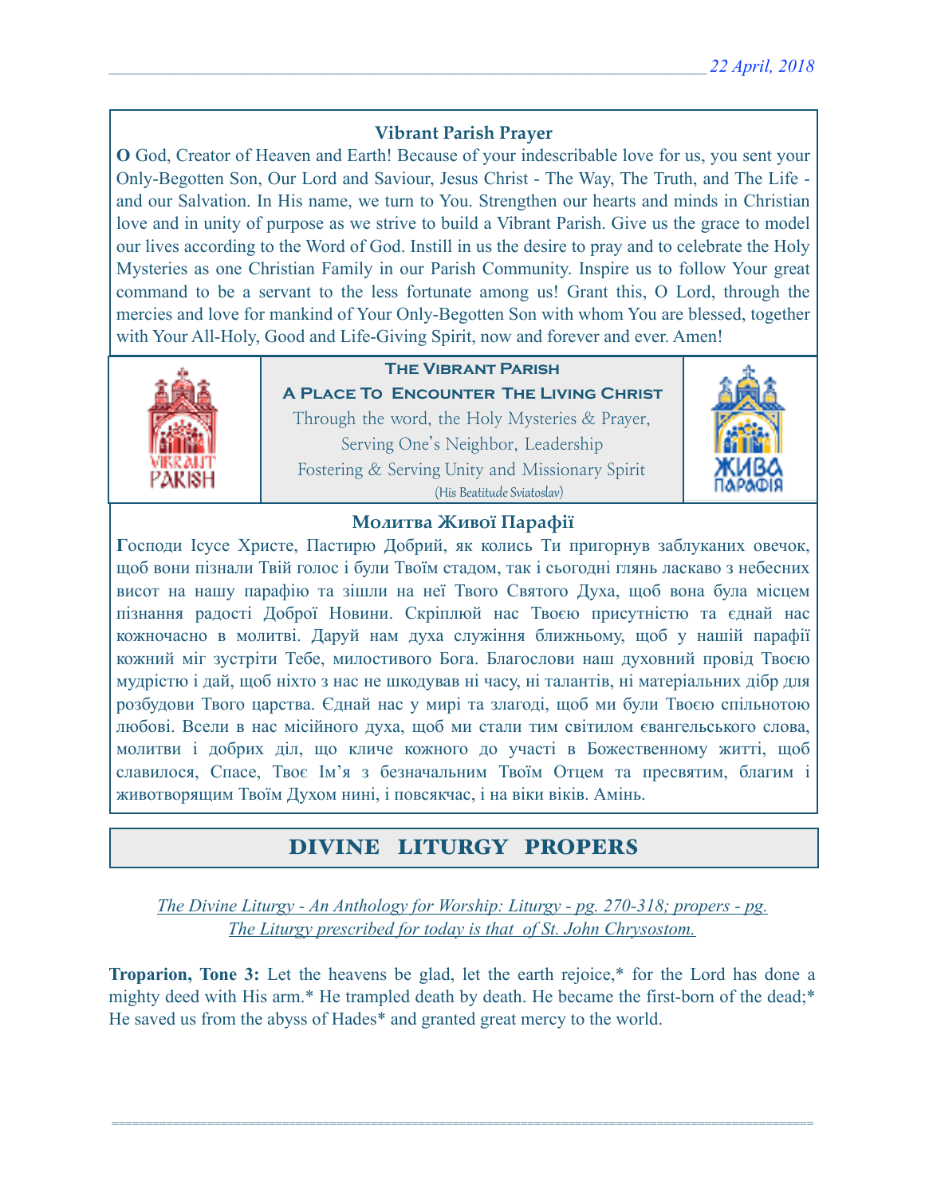## Vibrant Parish Prayer

**O** God, Creator of Heaven and Earth! Because of your indescribable love for us, you sent your Only-Begotten Son, Our Lord and Saviour, Jesus Christ - The Way, The Truth, and The Life - and our Salvation. In His name, we turn to You. Strengthen our hearts and minds in Christian love and in unity of purpose as we strive to build a Vibrant Parish. Give us the grace to model our lives according to the Word of God. Instill in us the desire to pray and to celebrate the Holy Mysteries as one Christian Family in our Parish Community. Inspire us to follow Your great command to be a servant to the less fortunate among us! Grant this, O Lord, through the mercies and love for mankind of Your Only-Begotten Son with whom You are blessed, together with Your All-Holy, Good and Life-Giving Spirit, now and forever and ever. Amen!

**The Vibrant Parish**

**A Place To Encounter The Living Christ**

Through the word, the Holy Mysteries & Prayer,
Serving One's Neighbor, Leadership
Fostering & Serving Unity and Missionary Spirit
(His Beatitude Sviatoslav)

## Молитва Живої Парафії

**Г**осподи Ісусе Христе, Пастирю Добрий, як колись Ти пригорнув заблуканих овечок, щоб вони пізнали Твій голос і були Твоїм стадом, так і сьогодні глянь ласкаво з небесних висот на нашу парафію та зішли на неї Твого Святого Духа, щоб вона була місцем пізнання радості Доброї Новини. Скріплюй нас Твоєю присутністю та єднай нас кожночасно в молитві. Даруй нам духа служіння ближньому, щоб у нашій парафії кожний міг зустріти Тебе, милостивого Бога. Благослови наш духовний провід Твоєю мудрістю і дай, щоб ніхто з нас не шкодував ні часу, ні талантів, ні матеріальних дібр для розбудови Твого царства. Єднай нас у мирі та злагоді, щоб ми були Твоєю спільнотою любові. Всели в нас місійного духа, щоб ми стали тим світилом євангельського слова, молитви і добрих діл, що кличе кожного до участі в Божественному житті, щоб славилося, Спасе, Твоє Ім'я з безначальним Твоїм Отцем та пресвятим, благим і животворящим Твоїм Духом нині, і повсякчас, і на віки віків. Амінь.

# DIVINE LITURGY PROPERS

*The Divine Liturgy - An Anthology for Worship: Liturgy - pg. 270-318; propers - pg.*
*The Liturgy prescribed for today is that of St. John Chrysostom.*

**Troparion, Tone 3:** Let the heavens be glad, let the earth rejoice,* for the Lord has done a mighty deed with His arm.* He trampled death by death. He became the first-born of the dead;* He saved us from the abyss of Hades* and granted great mercy to the world.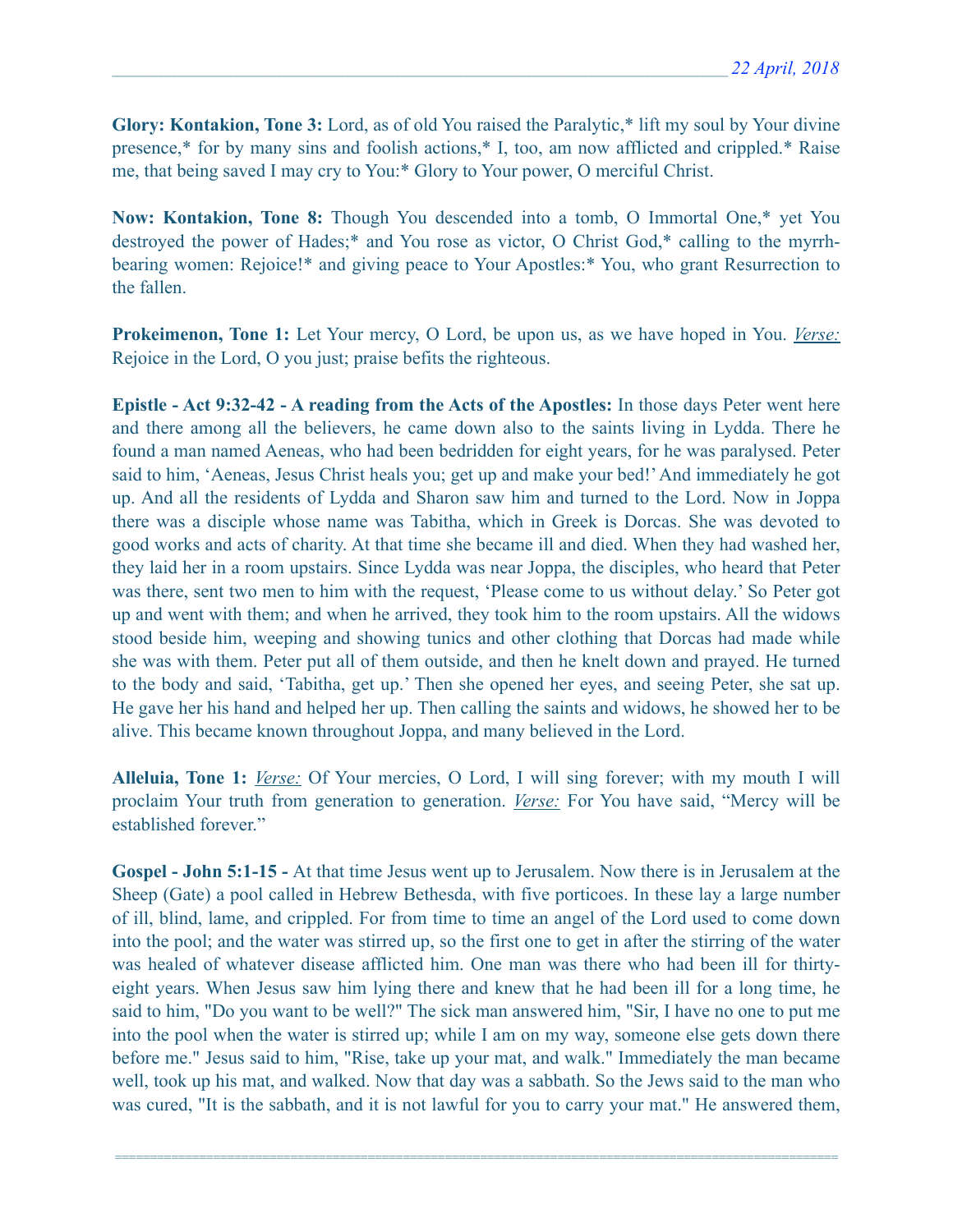**Glory: Kontakion, Tone 3:** Lord, as of old You raised the Paralytic,* lift my soul by Your divine presence,* for by many sins and foolish actions,* I, too, am now afflicted and crippled.* Raise me, that being saved I may cry to You:* Glory to Your power, O merciful Christ.

**Now: Kontakion, Tone 8:** Though You descended into a tomb, O Immortal One,* yet You destroyed the power of Hades;* and You rose as victor, O Christ God,* calling to the myrrh-bearing women: Rejoice!* and giving peace to Your Apostles:* You, who grant Resurrection to the fallen.

**Prokeimenon, Tone 1:** Let Your mercy, O Lord, be upon us, as we have hoped in You. *Verse:* Rejoice in the Lord, O you just; praise befits the righteous.

**Epistle - Act 9:32-42 - A reading from the Acts of the Apostles:** In those days Peter went here and there among all the believers, he came down also to the saints living in Lydda. There he found a man named Aeneas, who had been bedridden for eight years, for he was paralysed. Peter said to him, 'Aeneas, Jesus Christ heals you; get up and make your bed!' And immediately he got up. And all the residents of Lydda and Sharon saw him and turned to the Lord. Now in Joppa there was a disciple whose name was Tabitha, which in Greek is Dorcas. She was devoted to good works and acts of charity. At that time she became ill and died. When they had washed her, they laid her in a room upstairs. Since Lydda was near Joppa, the disciples, who heard that Peter was there, sent two men to him with the request, 'Please come to us without delay.' So Peter got up and went with them; and when he arrived, they took him to the room upstairs. All the widows stood beside him, weeping and showing tunics and other clothing that Dorcas had made while she was with them. Peter put all of them outside, and then he knelt down and prayed. He turned to the body and said, 'Tabitha, get up.' Then she opened her eyes, and seeing Peter, she sat up. He gave her his hand and helped her up. Then calling the saints and widows, he showed her to be alive. This became known throughout Joppa, and many believed in the Lord.

**Alleluia, Tone 1:** *Verse:* Of Your mercies, O Lord, I will sing forever; with my mouth I will proclaim Your truth from generation to generation. *Verse:* For You have said, "Mercy will be established forever."

**Gospel - John 5:1-15 -** At that time Jesus went up to Jerusalem. Now there is in Jerusalem at the Sheep (Gate) a pool called in Hebrew Bethesda, with five porticoes. In these lay a large number of ill, blind, lame, and crippled. For from time to time an angel of the Lord used to come down into the pool; and the water was stirred up, so the first one to get in after the stirring of the water was healed of whatever disease afflicted him. One man was there who had been ill for thirty-eight years. When Jesus saw him lying there and knew that he had been ill for a long time, he said to him, "Do you want to be well?" The sick man answered him, "Sir, I have no one to put me into the pool when the water is stirred up; while I am on my way, someone else gets down there before me." Jesus said to him, "Rise, take up your mat, and walk." Immediately the man became well, took up his mat, and walked. Now that day was a sabbath. So the Jews said to the man who was cured, "It is the sabbath, and it is not lawful for you to carry your mat." He answered them,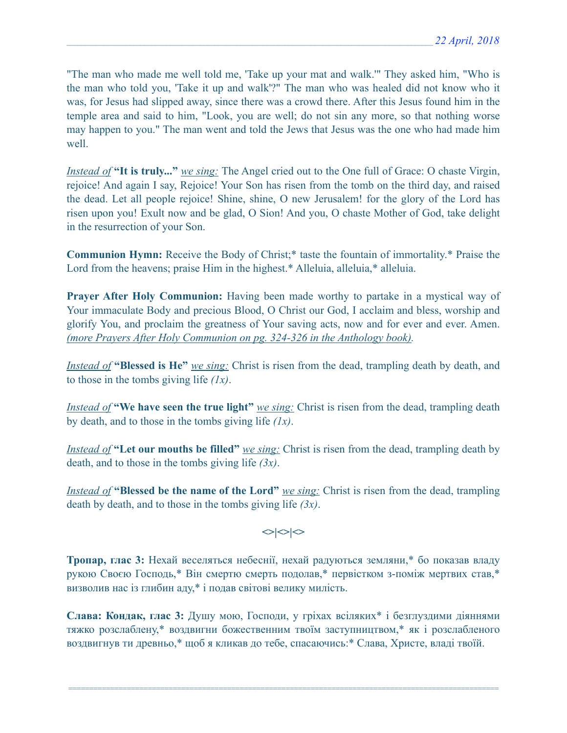"The man who made me well told me, 'Take up your mat and walk.'" They asked him, "Who is the man who told you, 'Take it up and walk'?" The man who was healed did not know who it was, for Jesus had slipped away, since there was a crowd there. After this Jesus found him in the temple area and said to him, "Look, you are well; do not sin any more, so that nothing worse may happen to you." The man went and told the Jews that Jesus was the one who had made him well.

*Instead of* **"It is truly..."** *we sing:* The Angel cried out to the One full of Grace: O chaste Virgin, rejoice! And again I say, Rejoice! Your Son has risen from the tomb on the third day, and raised the dead. Let all people rejoice! Shine, shine, O new Jerusalem! for the glory of the Lord has risen upon you! Exult now and be glad, O Sion! And you, O chaste Mother of God, take delight in the resurrection of your Son.

**Communion Hymn:** Receive the Body of Christ;* taste the fountain of immortality.* Praise the Lord from the heavens; praise Him in the highest.* Alleluia, alleluia,* alleluia.

**Prayer After Holy Communion:** Having been made worthy to partake in a mystical way of Your immaculate Body and precious Blood, O Christ our God, I acclaim and bless, worship and glorify You, and proclaim the greatness of Your saving acts, now and for ever and ever. Amen. *(more Prayers After Holy Communion on pg. 324-326 in the Anthology book).*

*Instead of* **"Blessed is He"** *we sing:* Christ is risen from the dead, trampling death by death, and to those in the tombs giving life *(1x)*.

*Instead of* **"We have seen the true light"** *we sing:* Christ is risen from the dead, trampling death by death, and to those in the tombs giving life *(1x)*.

*Instead of* **"Let our mouths be filled"** *we sing:* Christ is risen from the dead, trampling death by death, and to those in the tombs giving life *(3x)*.

*Instead of* **"Blessed be the name of the Lord"** *we sing:* Christ is risen from the dead, trampling death by death, and to those in the tombs giving life *(3x)*.

<>|<>|<>

**Тропар, глас 3:** Нехай веселяться небеснії, нехай радуються земляни,* бо показав владу рукою Своєю Господь,* Він смертю смерть подолав,* первістком з-поміж мертвих став,* визволив нас із глибин аду,* і подав світові велику милість.

**Слава: Кондак, глас 3:** Душу мою, Господи, у гріхах всіляких* і безглуздими діяннями тяжко розслаблену,* воздвигни божественним твоїм заступництвом,* як і розслабленого воздвигнув ти древньо,* щоб я кликав до тебе, спасаючись:* Слава, Христе, владі твоїй.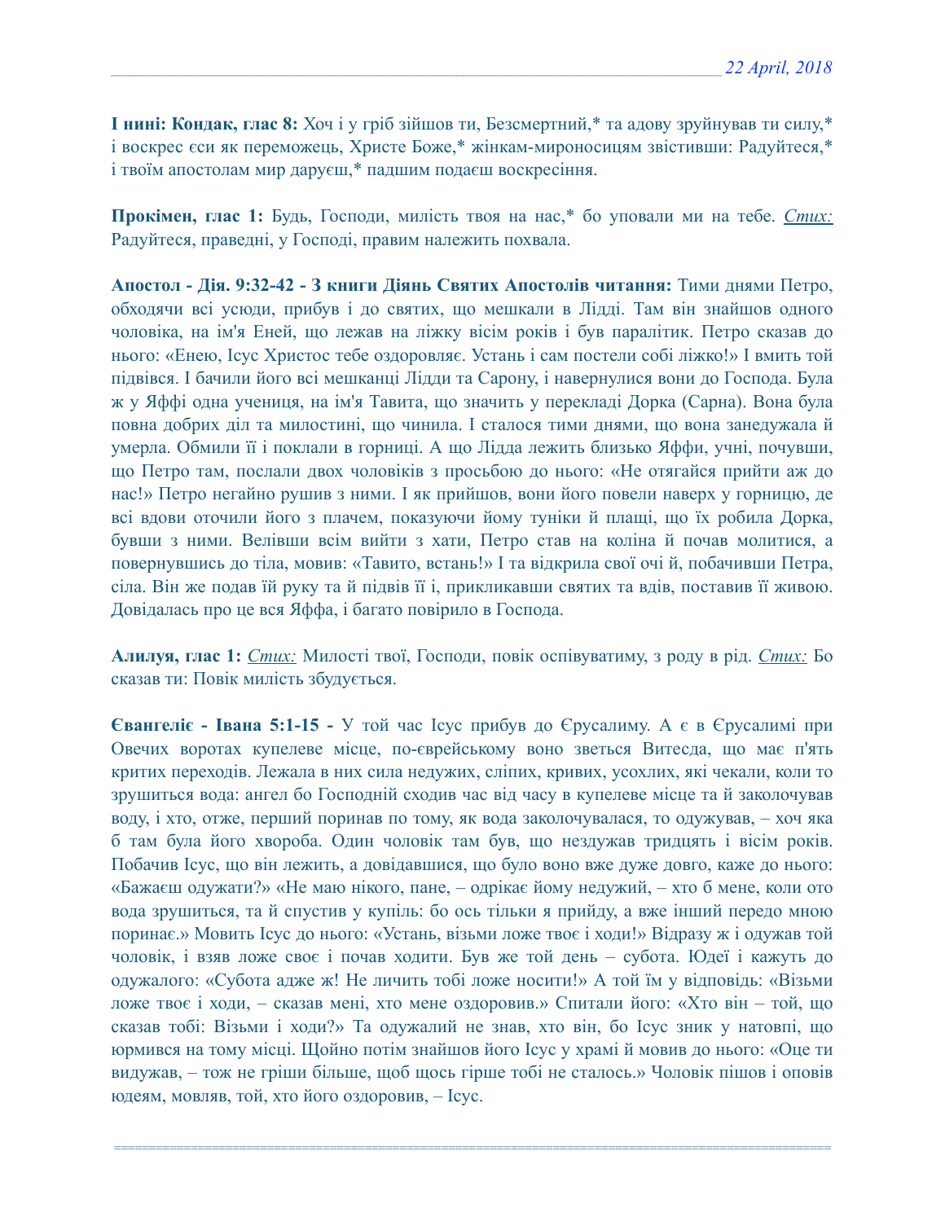**І нині: Кондак, глас 8:** Хоч і у гріб зійшов ти, Безсмертний,* та адову зруйнував ти силу,* і воскрес єси як переможець, Христе Боже,* жінкам-мироносицям звістивши: Радуйтеся,* і твоїм апостолам мир даруєш,* падшим подаєш воскресіння.

**Прокімен, глас 1:** Будь, Господи, милість твоя на нас,* бо уповали ми на тебе. *Стих:* Радуйтеся, праведні, у Господі, правим належить похвала.

**Апостол - Дія. 9:32-42 - З книги Діянь Святих Апостолів читання:** Тими днями Петро, обходячи всі усюди, прибув і до святих, що мешкали в Лідді. Там він знайшов одного чоловіка, на ім'я Еней, що лежав на ліжку вісім років і був паралітик. Петро сказав до нього: «Енею, Ісус Христос тебе оздоровляє. Устань і сам постели собі ліжко!» І вмить той підвівся. І бачили його всі мешканці Лідди та Сарону, і навернулися вони до Господа. Була ж у Яффі одна учениця, на ім'я Тавита, що значить у перекладі Дорка (Сарна). Вона була повна добрих діл та милостині, що чинила. І сталося тими днями, що вона занедужала й умерла. Обмили її і поклали в горниці. А що Лідда лежить близько Яффи, учні, почувши, що Петро там, послали двох чоловіків з просьбою до нього: «Не отягайся прийти аж до нас!» Петро негайно рушив з ними. І як прийшов, вони його повели наверх у горницю, де всі вдови оточили його з плачем, показуючи йому туніки й плащі, що їх робила Дорка, бувши з ними. Велівши всім вийти з хати, Петро став на коліна й почав молитися, а повернувшись до тіла, мовив: «Тавито, встань!» І та відкрила свої очі й, побачивши Петра, сіла. Він же подав їй руку та й підвів її і, прикликавши святих та вдів, поставив її живою. Довідалась про це вся Яффа, і багато повірило в Господа.

**Алилуя, глас 1:** *Стих:* Милості твої, Господи, повік оспівуватиму, з роду в рід. *Стих:* Бо сказав ти: Повік милість збудується.

**Євангеліє - Івана 5:1-15 -** У той час Ісус прибув до Єрусалиму. А є в Єрусалимі при Овечих воротах купелеве місце, по-єврейському воно зветься Витесда, що має п'ять critих переходів. Лежала в них сила недужих, сліпих, кривих, усохлих, які чекали, коли то зрушиться вода: ангел бо Господній сходив час від часу в купелеве місце та й заколочував воду, і хто, отже, перший поринав по тому, як вода заколочувалася, то одужував, – хоч яка б там була його хвороба. Один чоловік там був, що нездужав тридцять і вісім років. Побачив Ісус, що він лежить, а довідавшися, що було воно вже дуже довго, каже до нього: «Бажаєш одужати?» «Не маю нікого, пане, – одрікає йому недужий, – хто б мене, коли ото вода зрушиться, та й спустив у купіль: бо ось тільки я прийду, а вже інший передо мною поринає.» Мовить Ісус до нього: «Устань, візьми ложе твоє і ходи!» Відразу ж і одужав той чоловік, і взяв ложе своє і почав ходити. Був же той день – субота. Юдеї і кажуть до одужалого: «Субота адже ж! Не личить тобі ложе носити!» А той їм у відповідь: «Візьми ложе твоє і ходи, – сказав мені, хто мене оздоровив.» Спитали його: «Хто він – той, що сказав тобі: Візьми і ходи?» Та одужалий не знав, хто він, бо Ісус зник у натовпі, що юрмився на тому місці. Щойно потім знайшов його Ісус у храмі й мовив до нього: «Оце ти видужав, – тож не гріши більше, щоб щось гірше тобі не сталось.» Чоловік пішов і оповів юдеям, мовляв, той, хто його оздоровив, – Ісус.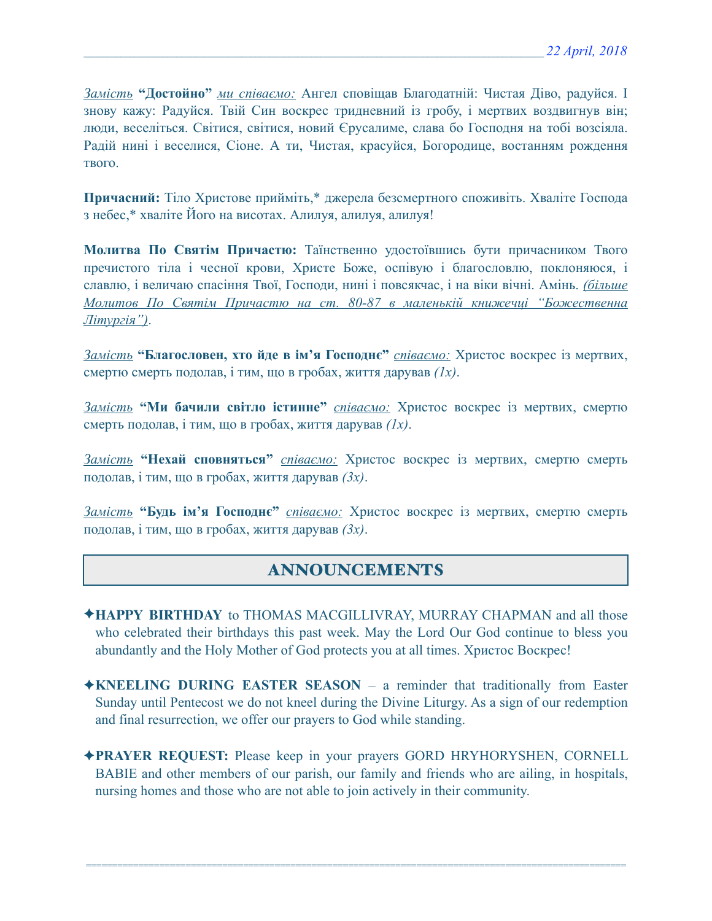<u>*Замість*</u> **"Достойно"** <u>*ми співаємо:*</u> Ангел сповіщав Благодатній: Чистая Діво, радуйся. І знову кажу: Радуйся. Твій Син воскрес тридневний із гробу, і мертвих воздвигнув він; люди, веселіться. Світися, світися, новий Єрусалиме, слава бо Господня на тобі возсіяла. Радій нині і веселися, Сіоне. А ти, Чистая, красуйся, Богородице, востанням рождення твого.

**Причасний:** Тіло Христове прийміть,* джерела безсмертного споживіть. Хваліте Господа з небес,* хваліте Його на висотах. Алилуя, алилуя, алилуя!

**Молитва По Святім Причастю:** Таїнственно удостоївшись бути причасником Твого пречистого тіла і чесної крови, Христе Боже, оспівую і благословлю, поклоняюся, і славлю, і величаю спасіння Твої, Господи, нині і повсякчас, і на віки вічні. Амінь. <u>*(більше Молитов По Святім Причастю на ст. 80-87 в маленькій книжечці "Божественна Літургія")*</u>.

<u>*Замість*</u> **"Благословен, хто йде в ім'я Господнє"** <u>*співаємо:*</u> Христос воскрес із мертвих, смертю смерть подолав, і тим, що в гробах, життя дарував *(1x)*.

<u>*Замість*</u> **"Ми бачили світло істинне"** <u>*співаємо:*</u> Христос воскрес із мертвих, смертю смерть подолав, і тим, що в гробах, життя дарував *(1x)*.

<u>*Замість*</u> **"Нехай сповняться"** <u>*співаємо:*</u> Христос воскрес із мертвих, смертю смерть подолав, і тим, що в гробах, життя дарував *(3x)*.

<u>*Замість*</u> **"Будь ім'я Господнє"** <u>*співаємо:*</u> Христос воскрес із мертвих, смертю смерть подолав, і тим, що в гробах, життя дарував *(3x)*.

## ANNOUNCEMENTS

✦**HAPPY BIRTHDAY** to THOMAS MACGILLIVRAY, MURRAY CHAPMAN and all those who celebrated their birthdays this past week. May the Lord Our God continue to bless you abundantly and the Holy Mother of God protects you at all times. Христос Воскрес!

✦**KNEELING DURING EASTER SEASON** – a reminder that traditionally from Easter Sunday until Pentecost we do not kneel during the Divine Liturgy. As a sign of our redemption and final resurrection, we offer our prayers to God while standing.

✦**PRAYER REQUEST:** Please keep in your prayers GORD HRYHORYSHEN, CORNELL BABIE and other members of our parish, our family and friends who are ailing, in hospitals, nursing homes and those who are not able to join actively in their community.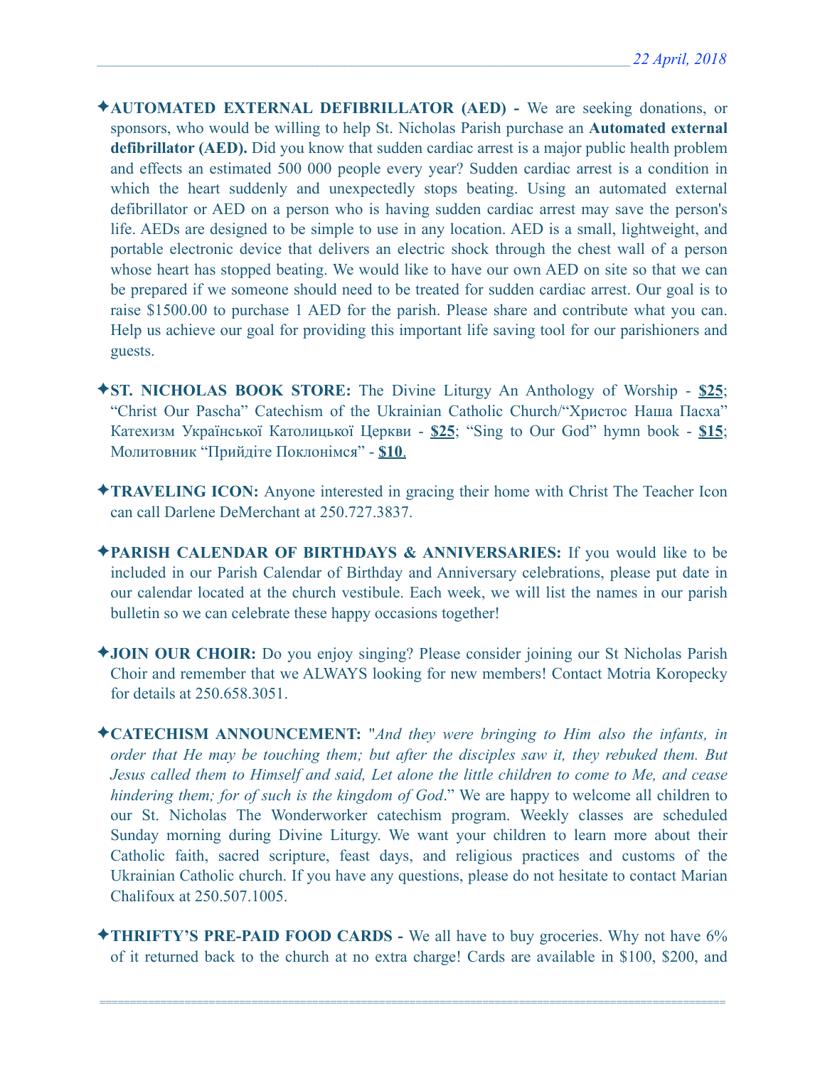✦**AUTOMATED EXTERNAL DEFIBRILLATOR (AED) -** We are seeking donations, or sponsors, who would be willing to help St. Nicholas Parish purchase an **Automated external defibrillator (AED).** Did you know that sudden cardiac arrest is a major public health problem and effects an estimated 500 000 people every year? Sudden cardiac arrest is a condition in which the heart suddenly and unexpectedly stops beating. Using an automated external defibrillator or AED on a person who is having sudden cardiac arrest may save the person's life. AEDs are designed to be simple to use in any location. AED is a small, lightweight, and portable electronic device that delivers an electric shock through the chest wall of a person whose heart has stopped beating. We would like to have our own AED on site so that we can be prepared if we someone should need to be treated for sudden cardiac arrest. Our goal is to raise $1500.00 to purchase 1 AED for the parish. Please share and contribute what you can. Help us achieve our goal for providing this important life saving tool for our parishioners and guests.

✦**ST. NICHOLAS BOOK STORE:** The Divine Liturgy An Anthology of Worship - **$25**; "Christ Our Pascha" Catechism of the Ukrainian Catholic Church/"Христос Наша Пасха" Катехизм Української Католицької Церкви - **$25**; "Sing to Our God" hymn book - **$15**; Молитовник "Прийдіте Поклонімся" - **$10**.

✦**TRAVELING ICON:** Anyone interested in gracing their home with Christ The Teacher Icon can call Darlene DeMerchant at 250.727.3837.

✦**PARISH CALENDAR OF BIRTHDAYS & ANNIVERSARIES:** If you would like to be included in our Parish Calendar of Birthday and Anniversary celebrations, please put date in our calendar located at the church vestibule. Each week, we will list the names in our parish bulletin so we can celebrate these happy occasions together!

✦**JOIN OUR CHOIR:** Do you enjoy singing? Please consider joining our St Nicholas Parish Choir and remember that we ALWAYS looking for new members! Contact Motria Koropecky for details at 250.658.3051.

✦**CATECHISM ANNOUNCEMENT:** "*And they were bringing to Him also the infants, in order that He may be touching them; but after the disciples saw it, they rebuked them. But Jesus called them to Himself and said, Let alone the little children to come to Me, and cease hindering them; for of such is the kingdom of God*." We are happy to welcome all children to our St. Nicholas The Wonderworker catechism program. Weekly classes are scheduled Sunday morning during Divine Liturgy. We want your children to learn more about their Catholic faith, sacred scripture, feast days, and religious practices and customs of the Ukrainian Catholic church. If you have any questions, please do not hesitate to contact Marian Chalifoux at 250.507.1005.

✦**THRIFTY'S PRE-PAID FOOD CARDS -** We all have to buy groceries. Why not have 6% of it returned back to the church at no extra charge! Cards are available in $100, $200, and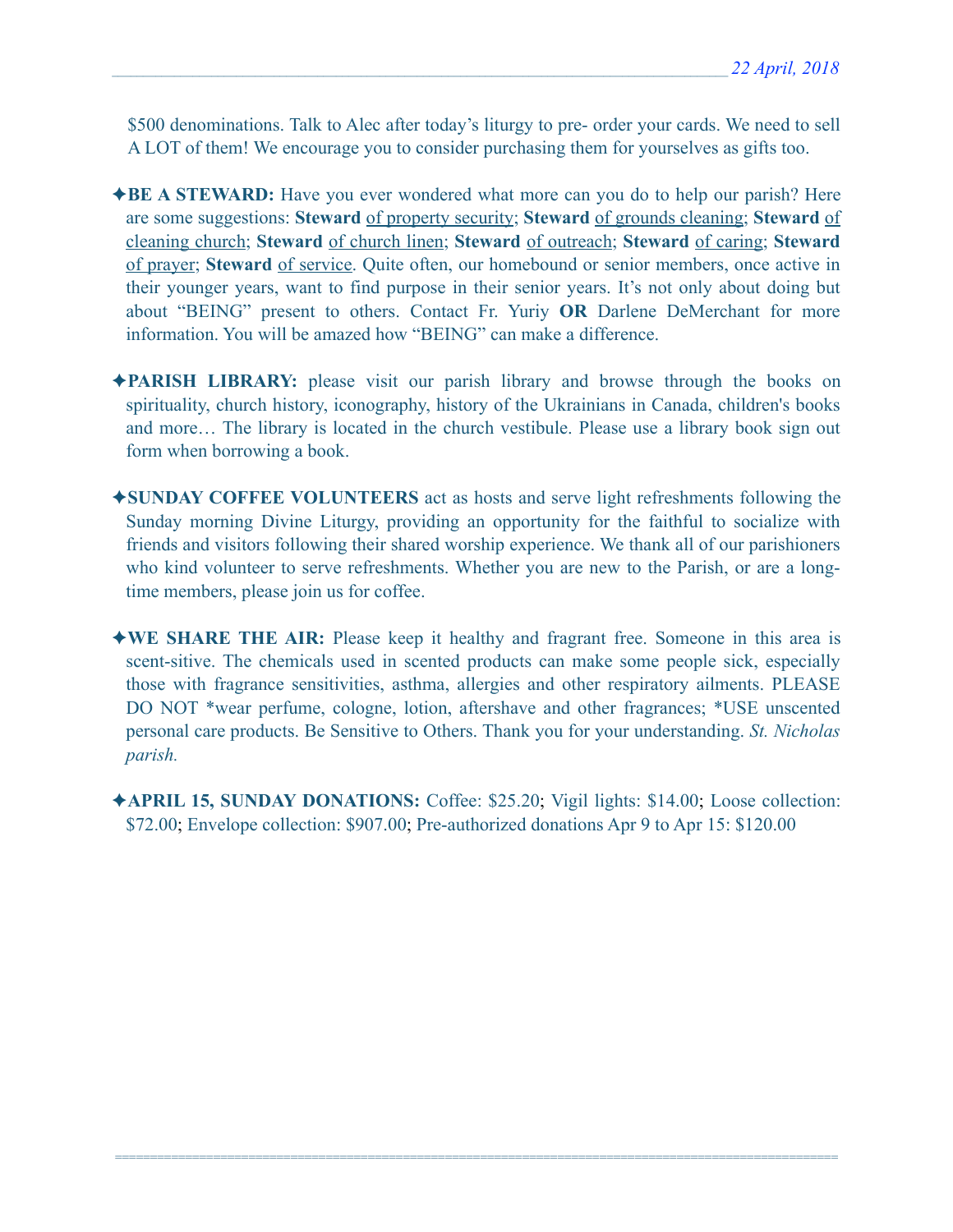$500 denominations. Talk to Alec after today's liturgy to pre- order your cards. We need to sell A LOT of them! We encourage you to consider purchasing them for yourselves as gifts too.

✦**BE A STEWARD:** Have you ever wondered what more can you do to help our parish? Here are some suggestions: **Steward** of property security; **Steward** of grounds cleaning; **Steward** of cleaning church; **Steward** of church linen; **Steward** of outreach; **Steward** of caring; **Steward** of prayer; **Steward** of service. Quite often, our homebound or senior members, once active in their younger years, want to find purpose in their senior years. It's not only about doing but about "BEING" present to others. Contact Fr. Yuriy **OR** Darlene DeMerchant for more information. You will be amazed how "BEING" can make a difference.

✦**PARISH LIBRARY:** please visit our parish library and browse through the books on spirituality, church history, iconography, history of the Ukrainians in Canada, children's books and more… The library is located in the church vestibule. Please use a library book sign out form when borrowing a book.

✦**SUNDAY COFFEE VOLUNTEERS** act as hosts and serve light refreshments following the Sunday morning Divine Liturgy, providing an opportunity for the faithful to socialize with friends and visitors following their shared worship experience. We thank all of our parishioners who kind volunteer to serve refreshments. Whether you are new to the Parish, or are a long-time members, please join us for coffee.

✦**WE SHARE THE AIR:** Please keep it healthy and fragrant free. Someone in this area is scent-sitive. The chemicals used in scented products can make some people sick, especially those with fragrance sensitivities, asthma, allergies and other respiratory ailments. PLEASE DO NOT *wear perfume, cologne, lotion, aftershave and other fragrances; *USE unscented personal care products. Be Sensitive to Others. Thank you for your understanding. *St. Nicholas parish.*

✦**APRIL 15, SUNDAY DONATIONS:** Coffee: $25.20; Vigil lights: $14.00; Loose collection: $72.00; Envelope collection: $907.00; Pre-authorized donations Apr 9 to Apr 15: $120.00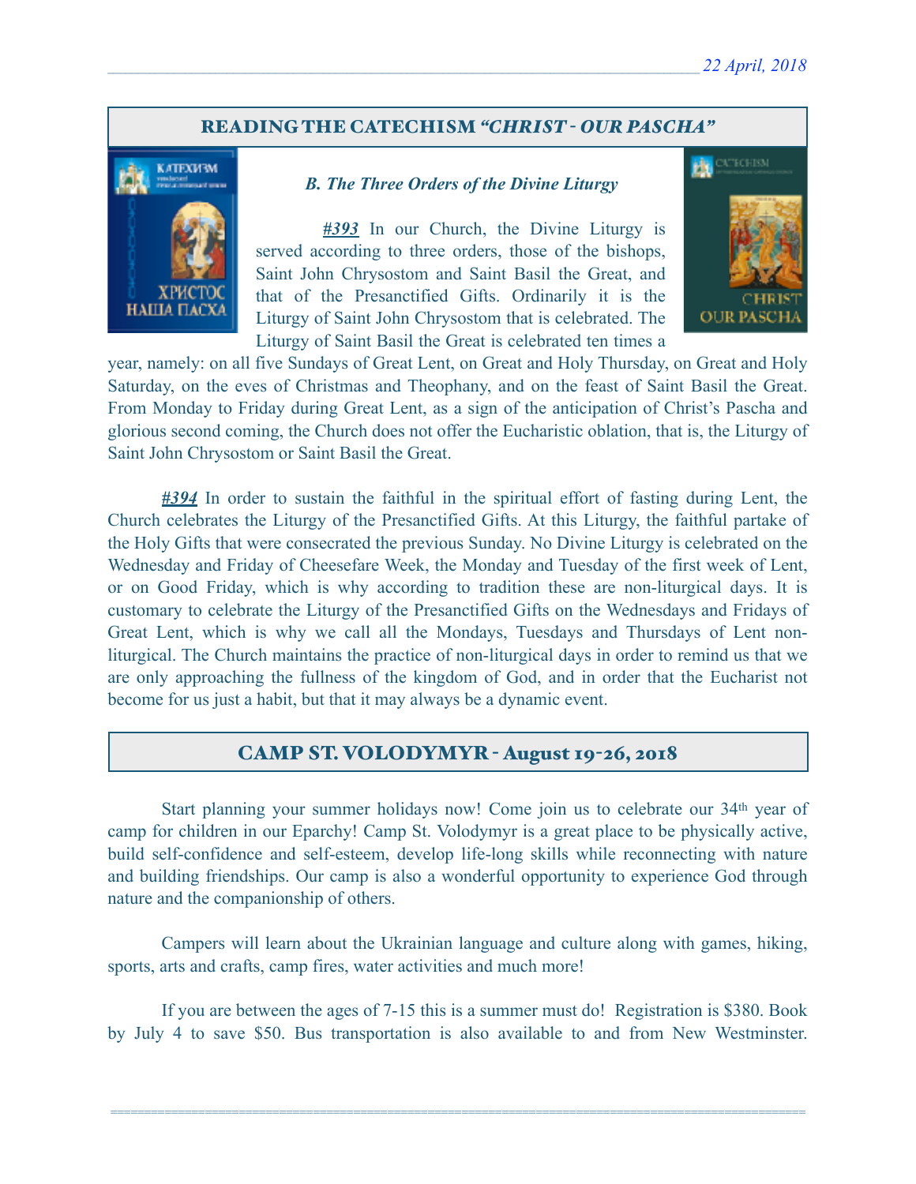## READING THE CATECHISM *"CHRIST - OUR PASCHA"*

### *B. The Three Orders of the Divine Liturgy*

***#393*** In our Church, the Divine Liturgy is served according to three orders, those of the bishops, Saint John Chrysostom and Saint Basil the Great, and that of the Presanctified Gifts. Ordinarily it is the Liturgy of Saint John Chrysostom that is celebrated. The Liturgy of Saint Basil the Great is celebrated ten times a year, namely: on all five Sundays of Great Lent, on Great and Holy Thursday, on Great and Holy Saturday, on the eves of Christmas and Theophany, and on the feast of Saint Basil the Great. From Monday to Friday during Great Lent, as a sign of the anticipation of Christ's Pascha and glorious second coming, the Church does not offer the Eucharistic oblation, that is, the Liturgy of Saint John Chrysostom or Saint Basil the Great.

***#394*** In order to sustain the faithful in the spiritual effort of fasting during Lent, the Church celebrates the Liturgy of the Presanctified Gifts. At this Liturgy, the faithful partake of the Holy Gifts that were consecrated the previous Sunday. No Divine Liturgy is celebrated on the Wednesday and Friday of Cheesefare Week, the Monday and Tuesday of the first week of Lent, or on Good Friday, which is why according to tradition these are non-liturgical days. It is customary to celebrate the Liturgy of the Presanctified Gifts on the Wednesdays and Fridays of Great Lent, which is why we call all the Mondays, Tuesdays and Thursdays of Lent non-liturgical. The Church maintains the practice of non-liturgical days in order to remind us that we are only approaching the fullness of the kingdom of God, and in order that the Eucharist not become for us just a habit, but that it may always be a dynamic event.

## CAMP ST. VOLODYMYR - August 19-26, 2018

Start planning your summer holidays now! Come join us to celebrate our 34th year of camp for children in our Eparchy! Camp St. Volodymyr is a great place to be physically active, build self-confidence and self-esteem, develop life-long skills while reconnecting with nature and building friendships. Our camp is also a wonderful opportunity to experience God through nature and the companionship of others.

Campers will learn about the Ukrainian language and culture along with games, hiking, sports, arts and crafts, camp fires, water activities and much more!

If you are between the ages of 7-15 this is a summer must do! Registration is $380. Book by July 4 to save $50. Bus transportation is also available to and from New Westminster.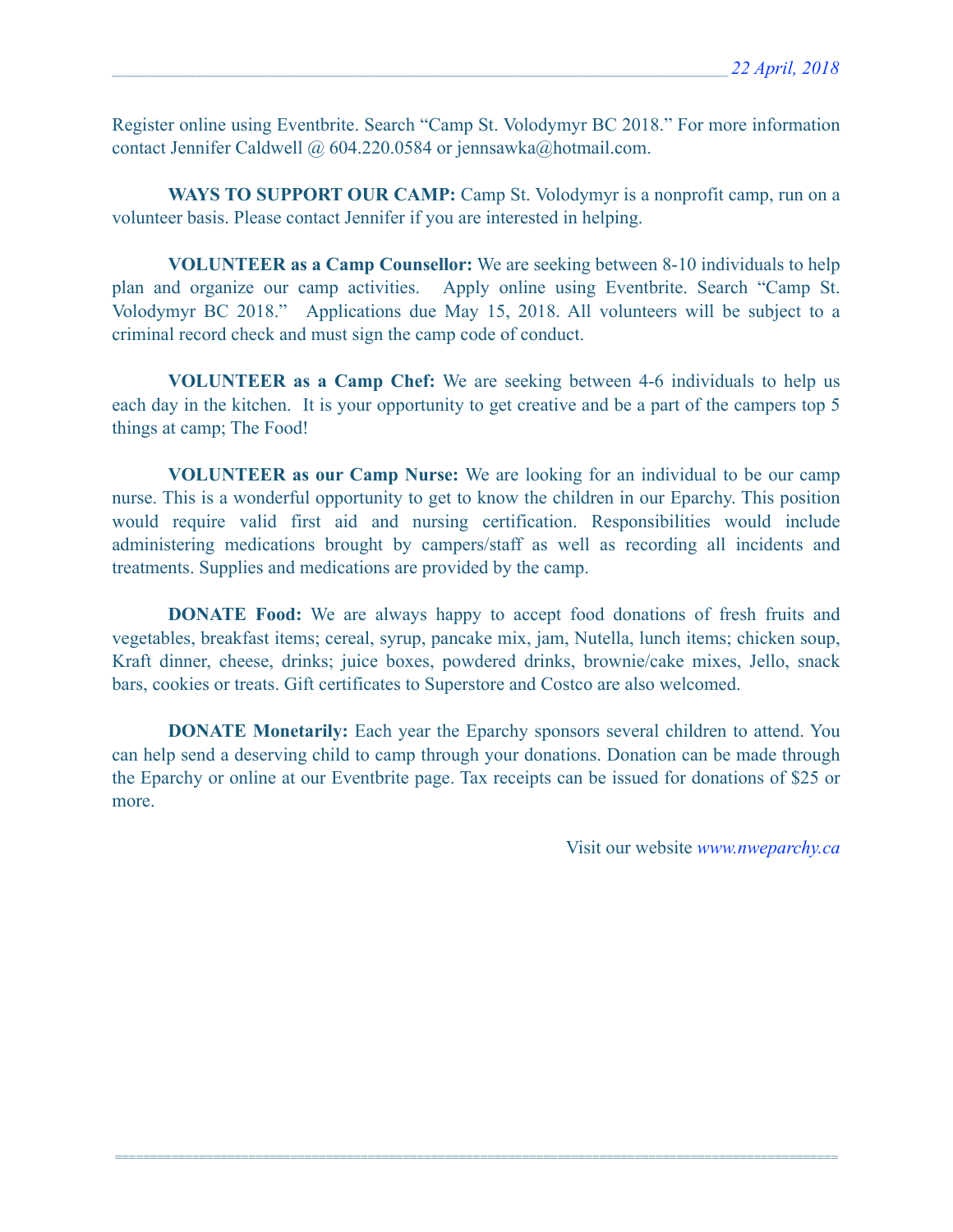Register online using Eventbrite. Search “Camp St. Volodymyr BC 2018.” For more information contact Jennifer Caldwell @ 604.220.0584 or jennsawka@hotmail.com.

**WAYS TO SUPPORT OUR CAMP:** Camp St. Volodymyr is a nonprofit camp, run on a volunteer basis. Please contact Jennifer if you are interested in helping.

**VOLUNTEER as a Camp Counsellor:** We are seeking between 8-10 individuals to help plan and organize our camp activities. Apply online using Eventbrite. Search “Camp St. Volodymyr BC 2018.” Applications due May 15, 2018. All volunteers will be subject to a criminal record check and must sign the camp code of conduct.

**VOLUNTEER as a Camp Chef:** We are seeking between 4-6 individuals to help us each day in the kitchen. It is your opportunity to get creative and be a part of the campers top 5 things at camp; The Food!

**VOLUNTEER as our Camp Nurse:** We are looking for an individual to be our camp nurse. This is a wonderful opportunity to get to know the children in our Eparchy. This position would require valid first aid and nursing certification. Responsibilities would include administering medications brought by campers/staff as well as recording all incidents and treatments. Supplies and medications are provided by the camp.

**DONATE Food:** We are always happy to accept food donations of fresh fruits and vegetables, breakfast items; cereal, syrup, pancake mix, jam, Nutella, lunch items; chicken soup, Kraft dinner, cheese, drinks; juice boxes, powdered drinks, brownie/cake mixes, Jello, snack bars, cookies or treats. Gift certificates to Superstore and Costco are also welcomed.

**DONATE Monetarily:** Each year the Eparchy sponsors several children to attend. You can help send a deserving child to camp through your donations. Donation can be made through the Eparchy or online at our Eventbrite page. Tax receipts can be issued for donations of $25 or more.

Visit our website *www.nweparchy.ca*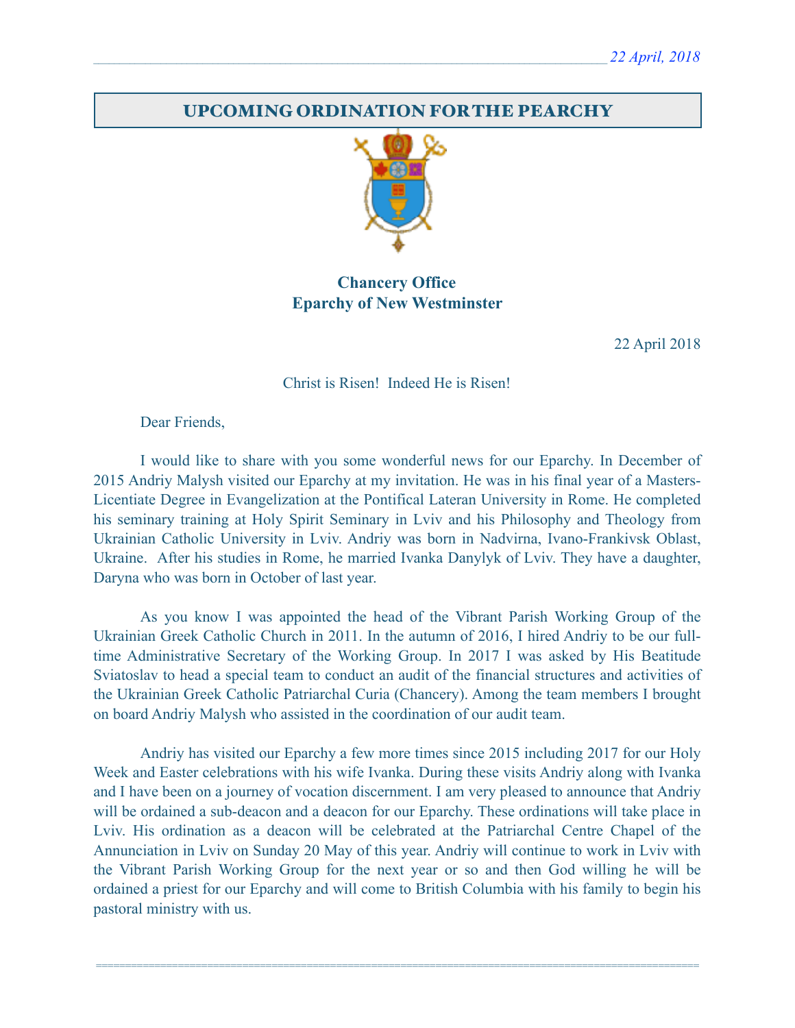## UPCOMING ORDINATION FOR THE PEARCHY

**Chancery Office**
**Eparchy of New Westminster**

22 April 2018

Christ is Risen!  Indeed He is Risen!

Dear Friends,

I would like to share with you some wonderful news for our Eparchy. In December of 2015 Andriy Malysh visited our Eparchy at my invitation. He was in his final year of a Masters-Licentiate Degree in Evangelization at the Pontifical Lateran University in Rome. He completed his seminary training at Holy Spirit Seminary in Lviv and his Philosophy and Theology from Ukrainian Catholic University in Lviv. Andriy was born in Nadvirna, Ivano-Frankivsk Oblast, Ukraine.  After his studies in Rome, he married Ivanka Danylyk of Lviv. They have a daughter, Daryna who was born in October of last year.

As you know I was appointed the head of the Vibrant Parish Working Group of the Ukrainian Greek Catholic Church in 2011. In the autumn of 2016, I hired Andriy to be our full-time Administrative Secretary of the Working Group. In 2017 I was asked by His Beatitude Sviatoslav to head a special team to conduct an audit of the financial structures and activities of the Ukrainian Greek Catholic Patriarchal Curia (Chancery). Among the team members I brought on board Andriy Malysh who assisted in the coordination of our audit team.

Andriy has visited our Eparchy a few more times since 2015 including 2017 for our Holy Week and Easter celebrations with his wife Ivanka. During these visits Andriy along with Ivanka and I have been on a journey of vocation discernment. I am very pleased to announce that Andriy will be ordained a sub-deacon and a deacon for our Eparchy. These ordinations will take place in Lviv. His ordination as a deacon will be celebrated at the Patriarchal Centre Chapel of the Annunciation in Lviv on Sunday 20 May of this year. Andriy will continue to work in Lviv with the Vibrant Parish Working Group for the next year or so and then God willing he will be ordained a priest for our Eparchy and will come to British Columbia with his family to begin his pastoral ministry with us.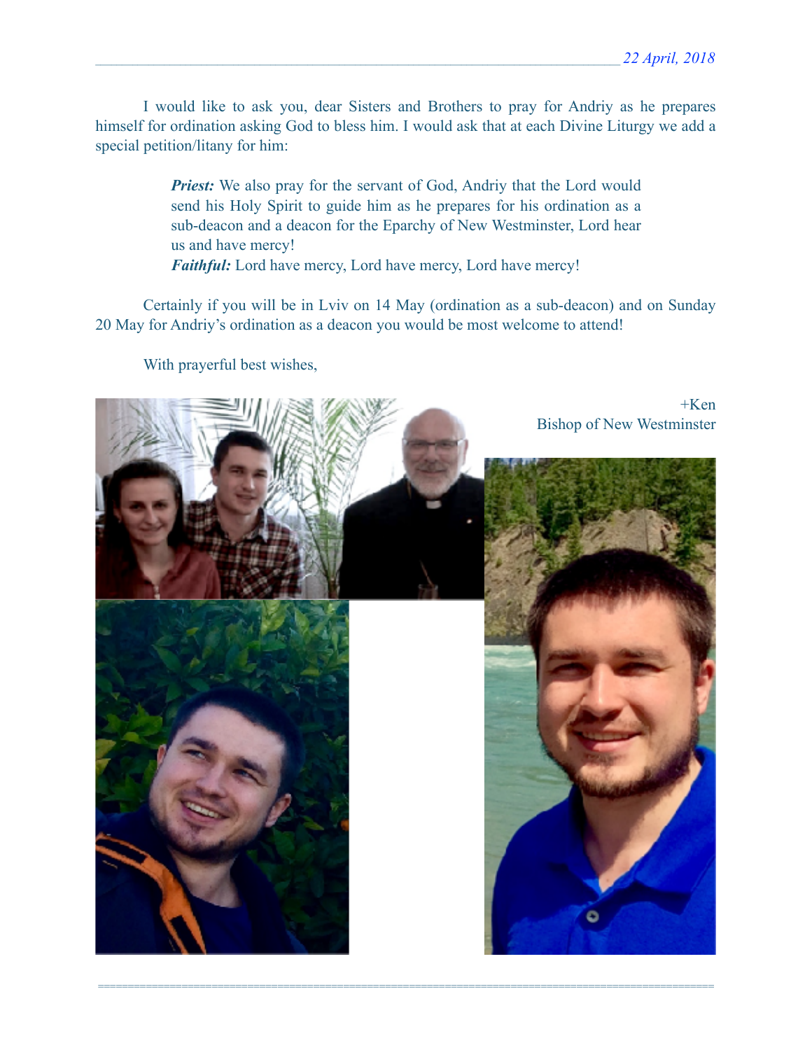I would like to ask you, dear Sisters and Brothers to pray for Andriy as he prepares himself for ordination asking God to bless him. I would ask that at each Divine Liturgy we add a special petition/litany for him:

> ***Priest:*** We also pray for the servant of God, Andriy that the Lord would send his Holy Spirit to guide him as he prepares for his ordination as a sub-deacon and a deacon for the Eparchy of New Westminster, Lord hear us and have mercy!
> ***Faithful:*** Lord have mercy, Lord have mercy, Lord have mercy!

Certainly if you will be in Lviv on 14 May (ordination as a sub-deacon) and on Sunday 20 May for Andriy's ordination as a deacon you would be most welcome to attend!

With prayerful best wishes,

+Ken
Bishop of New Westminster